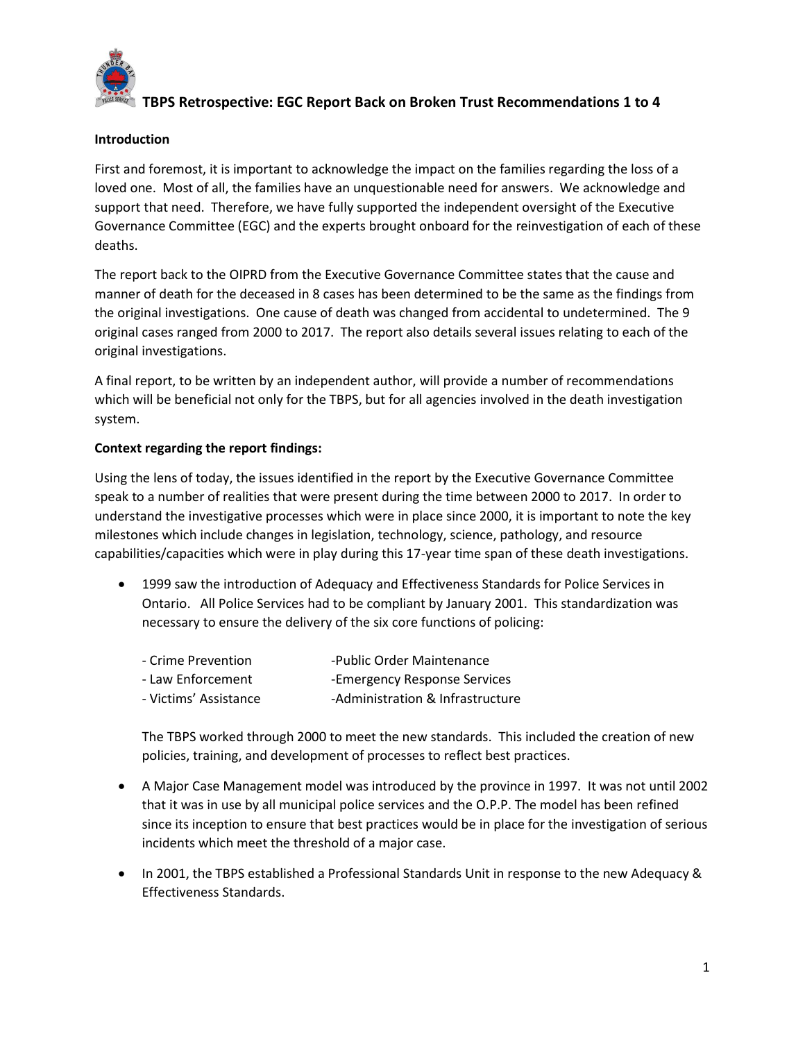# TBPS Retrospective: EGC Report Back on Broken Trust Recommendations 1 to 4

**Introduction**

First and foremost, it is important to acknowledge the impact on the families regarding the loss of a loved one. Most of all, the families have an unquestionable need for answers. We acknowledge and support that need. Therefore, we have fully supported the independent oversight of the Executive Governance Committee (EGC) and the experts brought onboard for the reinvestigation of each of these deaths.

The report back to the OIPRD from the Executive Governance Committee states that the cause and manner of death for the deceased in 8 cases has been determined to be the same as the findings from the original investigations. One cause of death was changed from accidental to undetermined. The 9 original cases ranged from 2000 to 2017. The report also details several issues relating to each of the original investigations.

A final report, to be written by an independent author, will provide a number of recommendations which will be beneficial not only for the TBPS, but for all agencies involved in the death investigation system.

**Context regarding the report findings:**

Using the lens of today, the issues identified in the report by the Executive Governance Committee speak to a number of realities that were present during the time between 2000 to 2017. In order to understand the investigative processes which were in place since 2000, it is important to note the key milestones which include changes in legislation, technology, science, pathology, and resource capabilities/capacities which were in play during this 17-year time span of these death investigations.

- 1999 saw the introduction of Adequacy and Effectiveness Standards for Police Services in Ontario. All Police Services had to be compliant by January 2001. This standardization was necessary to ensure the delivery of the six core functions of policing:

  - Crime Prevention
  - Law Enforcement
  - Victims' Assistance
  - Public Order Maintenance
  - Emergency Response Services
  - Administration & Infrastructure

  The TBPS worked through 2000 to meet the new standards. This included the creation of new policies, training, and development of processes to reflect best practices.

- A Major Case Management model was introduced by the province in 1997. It was not until 2002 that it was in use by all municipal police services and the O.P.P. The model has been refined since its inception to ensure that best practices would be in place for the investigation of serious incidents which meet the threshold of a major case.

- In 2001, the TBPS established a Professional Standards Unit in response to the new Adequacy & Effectiveness Standards.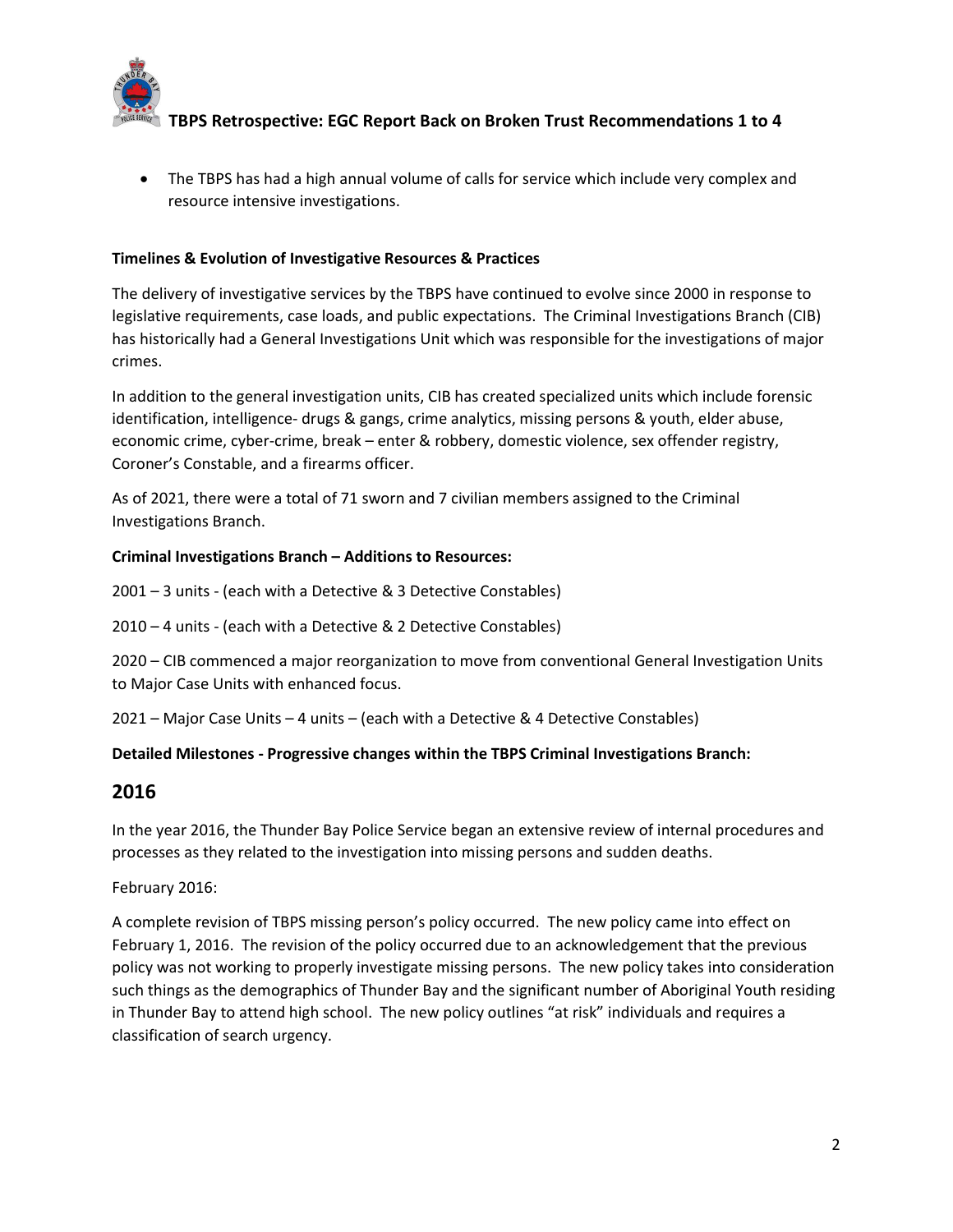- The TBPS has had a high annual volume of calls for service which include very complex and resource intensive investigations.

**Timelines & Evolution of Investigative Resources & Practices**

The delivery of investigative services by the TBPS have continued to evolve since 2000 in response to legislative requirements, case loads, and public expectations. The Criminal Investigations Branch (CIB) has historically had a General Investigations Unit which was responsible for the investigations of major crimes.

In addition to the general investigation units, CIB has created specialized units which include forensic identification, intelligence- drugs & gangs, crime analytics, missing persons & youth, elder abuse, economic crime, cyber-crime, break – enter & robbery, domestic violence, sex offender registry, Coroner's Constable, and a firearms officer.

As of 2021, there were a total of 71 sworn and 7 civilian members assigned to the Criminal Investigations Branch.

**Criminal Investigations Branch – Additions to Resources:**

2001 – 3 units - (each with a Detective & 3 Detective Constables)

2010 – 4 units - (each with a Detective & 2 Detective Constables)

2020 – CIB commenced a major reorganization to move from conventional General Investigation Units to Major Case Units with enhanced focus.

2021 – Major Case Units – 4 units – (each with a Detective & 4 Detective Constables)

**Detailed Milestones - Progressive changes within the TBPS Criminal Investigations Branch:**

## 2016

In the year 2016, the Thunder Bay Police Service began an extensive review of internal procedures and processes as they related to the investigation into missing persons and sudden deaths.

February 2016:

A complete revision of TBPS missing person's policy occurred. The new policy came into effect on February 1, 2016. The revision of the policy occurred due to an acknowledgement that the previous policy was not working to properly investigate missing persons. The new policy takes into consideration such things as the demographics of Thunder Bay and the significant number of Aboriginal Youth residing in Thunder Bay to attend high school. The new policy outlines "at risk" individuals and requires a classification of search urgency.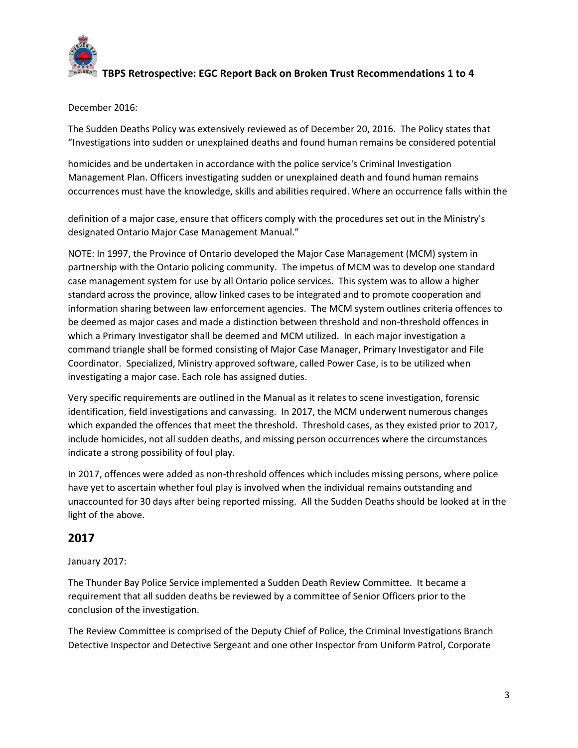December 2016:

The Sudden Deaths Policy was extensively reviewed as of December 20, 2016. The Policy states that "Investigations into sudden or unexplained deaths and found human remains be considered potential homicides and be undertaken in accordance with the police service's Criminal Investigation Management Plan. Officers investigating sudden or unexplained death and found human remains occurrences must have the knowledge, skills and abilities required. Where an occurrence falls within the definition of a major case, ensure that officers comply with the procedures set out in the Ministry's designated Ontario Major Case Management Manual."

NOTE: In 1997, the Province of Ontario developed the Major Case Management (MCM) system in partnership with the Ontario policing community. The impetus of MCM was to develop one standard case management system for use by all Ontario police services. This system was to allow a higher standard across the province, allow linked cases to be integrated and to promote cooperation and information sharing between law enforcement agencies. The MCM system outlines criteria offences to be deemed as major cases and made a distinction between threshold and non-threshold offences in which a Primary Investigator shall be deemed and MCM utilized. In each major investigation a command triangle shall be formed consisting of Major Case Manager, Primary Investigator and File Coordinator. Specialized, Ministry approved software, called Power Case, is to be utilized when investigating a major case. Each role has assigned duties.

Very specific requirements are outlined in the Manual as it relates to scene investigation, forensic identification, field investigations and canvassing. In 2017, the MCM underwent numerous changes which expanded the offences that meet the threshold. Threshold cases, as they existed prior to 2017, include homicides, not all sudden deaths, and missing person occurrences where the circumstances indicate a strong possibility of foul play.

In 2017, offences were added as non-threshold offences which includes missing persons, where police have yet to ascertain whether foul play is involved when the individual remains outstanding and unaccounted for 30 days after being reported missing. All the Sudden Deaths should be looked at in the light of the above.

## 2017

January 2017:

The Thunder Bay Police Service implemented a Sudden Death Review Committee. It became a requirement that all sudden deaths be reviewed by a committee of Senior Officers prior to the conclusion of the investigation.

The Review Committee is comprised of the Deputy Chief of Police, the Criminal Investigations Branch Detective Inspector and Detective Sergeant and one other Inspector from Uniform Patrol, Corporate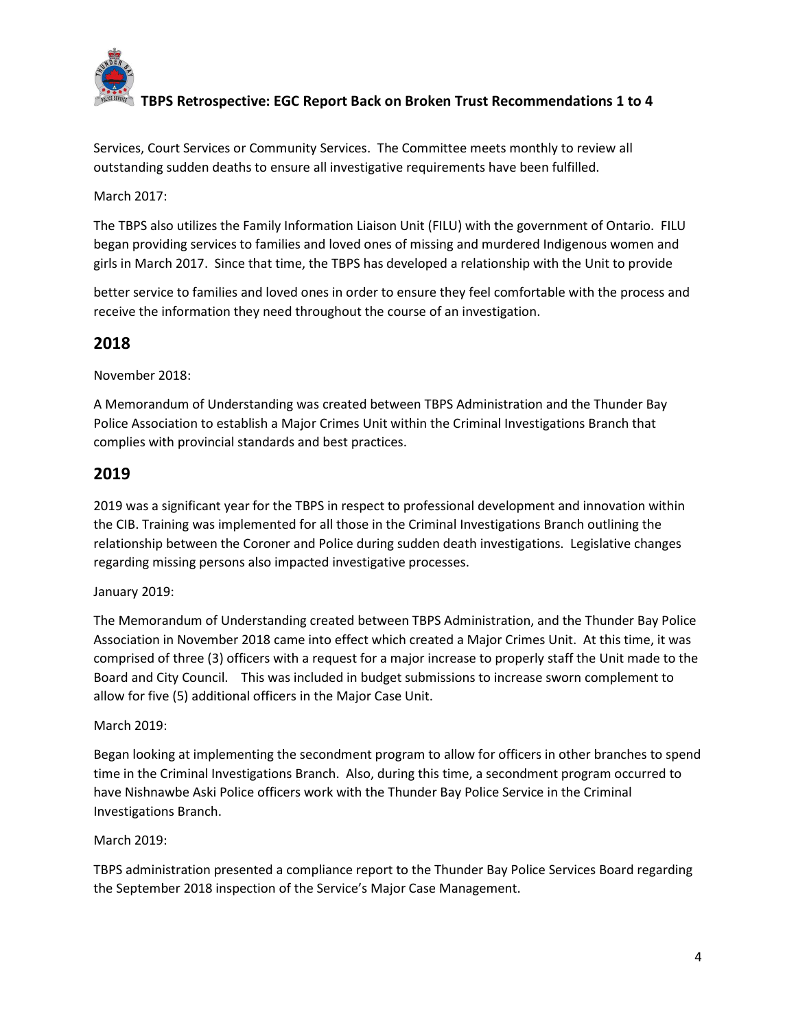Services, Court Services or Community Services. The Committee meets monthly to review all outstanding sudden deaths to ensure all investigative requirements have been fulfilled.

March 2017:

The TBPS also utilizes the Family Information Liaison Unit (FILU) with the government of Ontario. FILU began providing services to families and loved ones of missing and murdered Indigenous women and girls in March 2017. Since that time, the TBPS has developed a relationship with the Unit to provide better service to families and loved ones in order to ensure they feel comfortable with the process and receive the information they need throughout the course of an investigation.

## 2018

November 2018:

A Memorandum of Understanding was created between TBPS Administration and the Thunder Bay Police Association to establish a Major Crimes Unit within the Criminal Investigations Branch that complies with provincial standards and best practices.

## 2019

2019 was a significant year for the TBPS in respect to professional development and innovation within the CIB. Training was implemented for all those in the Criminal Investigations Branch outlining the relationship between the Coroner and Police during sudden death investigations. Legislative changes regarding missing persons also impacted investigative processes.

January 2019:

The Memorandum of Understanding created between TBPS Administration, and the Thunder Bay Police Association in November 2018 came into effect which created a Major Crimes Unit. At this time, it was comprised of three (3) officers with a request for a major increase to properly staff the Unit made to the Board and City Council. This was included in budget submissions to increase sworn complement to allow for five (5) additional officers in the Major Case Unit.

March 2019:

Began looking at implementing the secondment program to allow for officers in other branches to spend time in the Criminal Investigations Branch. Also, during this time, a secondment program occurred to have Nishnawbe Aski Police officers work with the Thunder Bay Police Service in the Criminal Investigations Branch.

March 2019:

TBPS administration presented a compliance report to the Thunder Bay Police Services Board regarding the September 2018 inspection of the Service's Major Case Management.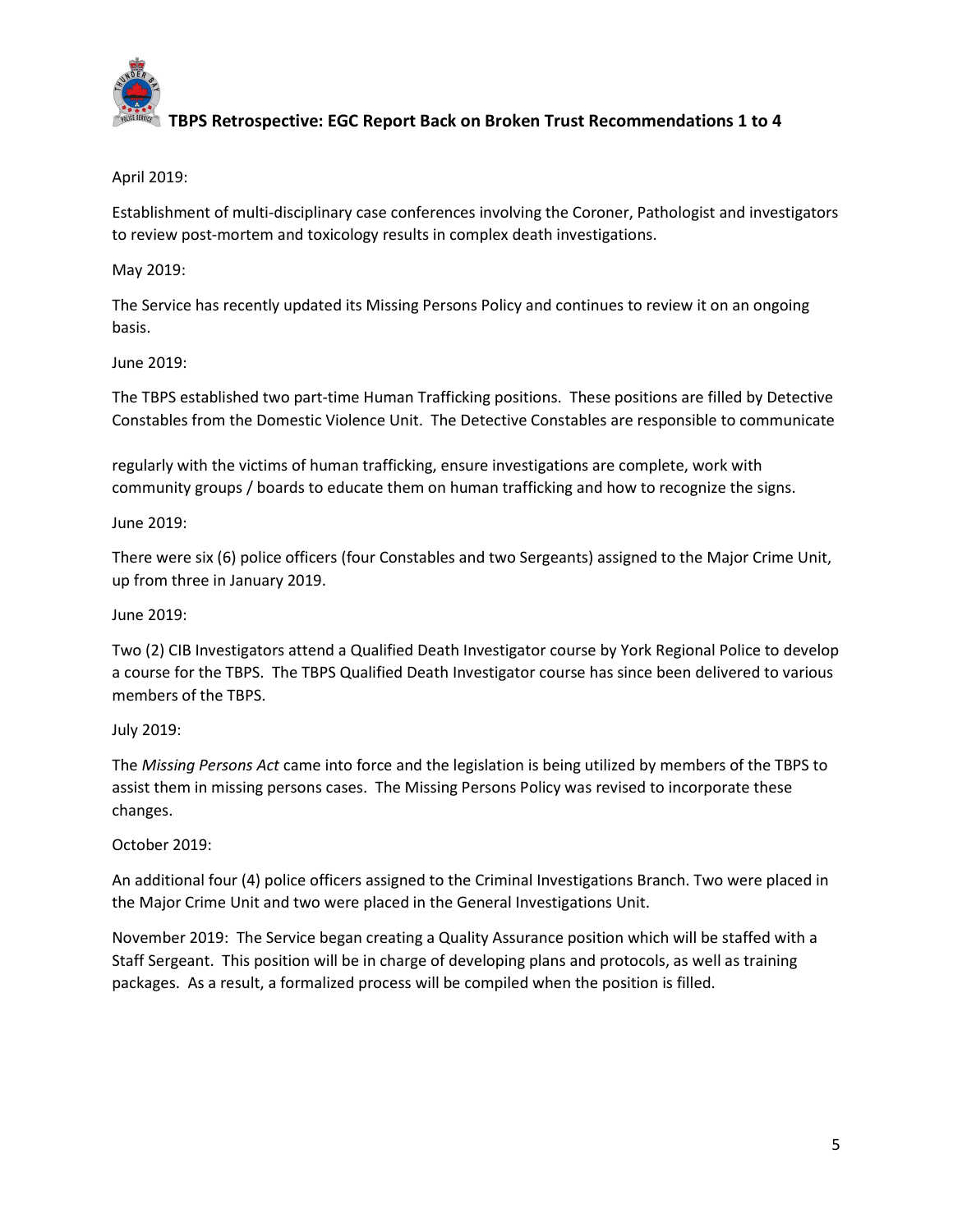April 2019:

Establishment of multi-disciplinary case conferences involving the Coroner, Pathologist and investigators to review post-mortem and toxicology results in complex death investigations.

May 2019:

The Service has recently updated its Missing Persons Policy and continues to review it on an ongoing basis.

June 2019:

The TBPS established two part-time Human Trafficking positions. These positions are filled by Detective Constables from the Domestic Violence Unit. The Detective Constables are responsible to communicate regularly with the victims of human trafficking, ensure investigations are complete, work with community groups / boards to educate them on human trafficking and how to recognize the signs.

June 2019:

There were six (6) police officers (four Constables and two Sergeants) assigned to the Major Crime Unit, up from three in January 2019.

June 2019:

Two (2) CIB Investigators attend a Qualified Death Investigator course by York Regional Police to develop a course for the TBPS. The TBPS Qualified Death Investigator course has since been delivered to various members of the TBPS.

July 2019:

The *Missing Persons Act* came into force and the legislation is being utilized by members of the TBPS to assist them in missing persons cases. The Missing Persons Policy was revised to incorporate these changes.

October 2019:

An additional four (4) police officers assigned to the Criminal Investigations Branch. Two were placed in the Major Crime Unit and two were placed in the General Investigations Unit.

November 2019: The Service began creating a Quality Assurance position which will be staffed with a Staff Sergeant. This position will be in charge of developing plans and protocols, as well as training packages. As a result, a formalized process will be compiled when the position is filled.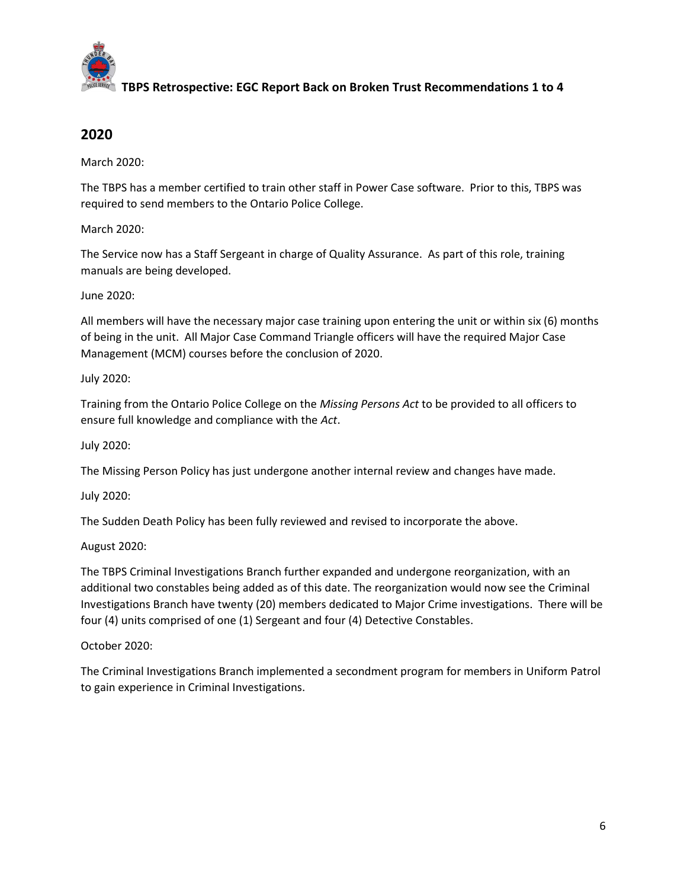## 2020

March 2020:

The TBPS has a member certified to train other staff in Power Case software. Prior to this, TBPS was required to send members to the Ontario Police College.

March 2020:

The Service now has a Staff Sergeant in charge of Quality Assurance. As part of this role, training manuals are being developed.

June 2020:

All members will have the necessary major case training upon entering the unit or within six (6) months of being in the unit. All Major Case Command Triangle officers will have the required Major Case Management (MCM) courses before the conclusion of 2020.

July 2020:

Training from the Ontario Police College on the *Missing Persons Act* to be provided to all officers to ensure full knowledge and compliance with the *Act*.

July 2020:

The Missing Person Policy has just undergone another internal review and changes have made.

July 2020:

The Sudden Death Policy has been fully reviewed and revised to incorporate the above.

August 2020:

The TBPS Criminal Investigations Branch further expanded and undergone reorganization, with an additional two constables being added as of this date. The reorganization would now see the Criminal Investigations Branch have twenty (20) members dedicated to Major Crime investigations. There will be four (4) units comprised of one (1) Sergeant and four (4) Detective Constables.

October 2020:

The Criminal Investigations Branch implemented a secondment program for members in Uniform Patrol to gain experience in Criminal Investigations.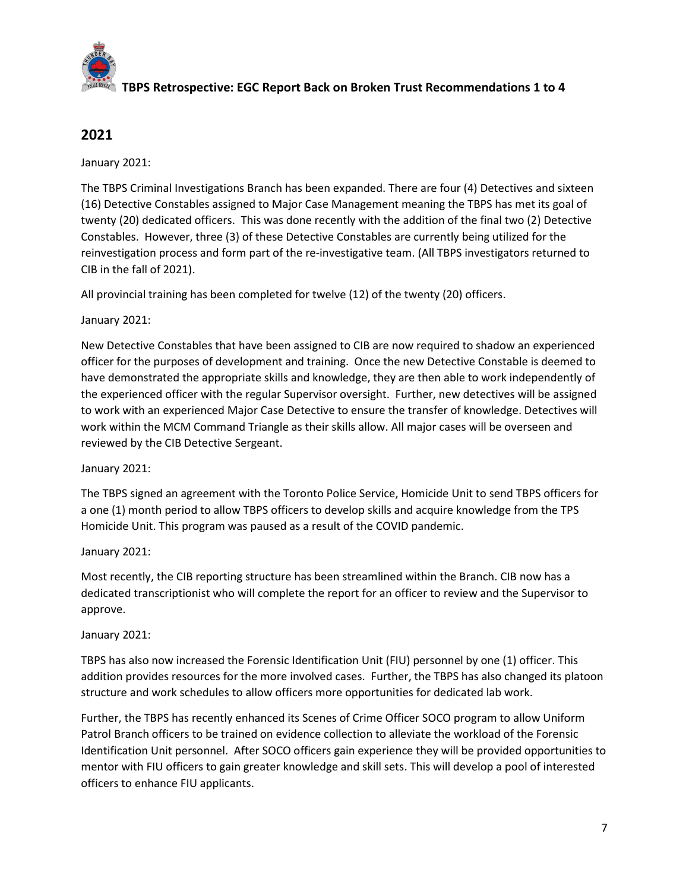## 2021

January 2021:

The TBPS Criminal Investigations Branch has been expanded. There are four (4) Detectives and sixteen (16) Detective Constables assigned to Major Case Management meaning the TBPS has met its goal of twenty (20) dedicated officers. This was done recently with the addition of the final two (2) Detective Constables. However, three (3) of these Detective Constables are currently being utilized for the reinvestigation process and form part of the re-investigative team. (All TBPS investigators returned to CIB in the fall of 2021).

All provincial training has been completed for twelve (12) of the twenty (20) officers.

January 2021:

New Detective Constables that have been assigned to CIB are now required to shadow an experienced officer for the purposes of development and training. Once the new Detective Constable is deemed to have demonstrated the appropriate skills and knowledge, they are then able to work independently of the experienced officer with the regular Supervisor oversight. Further, new detectives will be assigned to work with an experienced Major Case Detective to ensure the transfer of knowledge. Detectives will work within the MCM Command Triangle as their skills allow. All major cases will be overseen and reviewed by the CIB Detective Sergeant.

January 2021:

The TBPS signed an agreement with the Toronto Police Service, Homicide Unit to send TBPS officers for a one (1) month period to allow TBPS officers to develop skills and acquire knowledge from the TPS Homicide Unit. This program was paused as a result of the COVID pandemic.

January 2021:

Most recently, the CIB reporting structure has been streamlined within the Branch. CIB now has a dedicated transcriptionist who will complete the report for an officer to review and the Supervisor to approve.

January 2021:

TBPS has also now increased the Forensic Identification Unit (FIU) personnel by one (1) officer. This addition provides resources for the more involved cases. Further, the TBPS has also changed its platoon structure and work schedules to allow officers more opportunities for dedicated lab work.

Further, the TBPS has recently enhanced its Scenes of Crime Officer SOCO program to allow Uniform Patrol Branch officers to be trained on evidence collection to alleviate the workload of the Forensic Identification Unit personnel. After SOCO officers gain experience they will be provided opportunities to mentor with FIU officers to gain greater knowledge and skill sets. This will develop a pool of interested officers to enhance FIU applicants.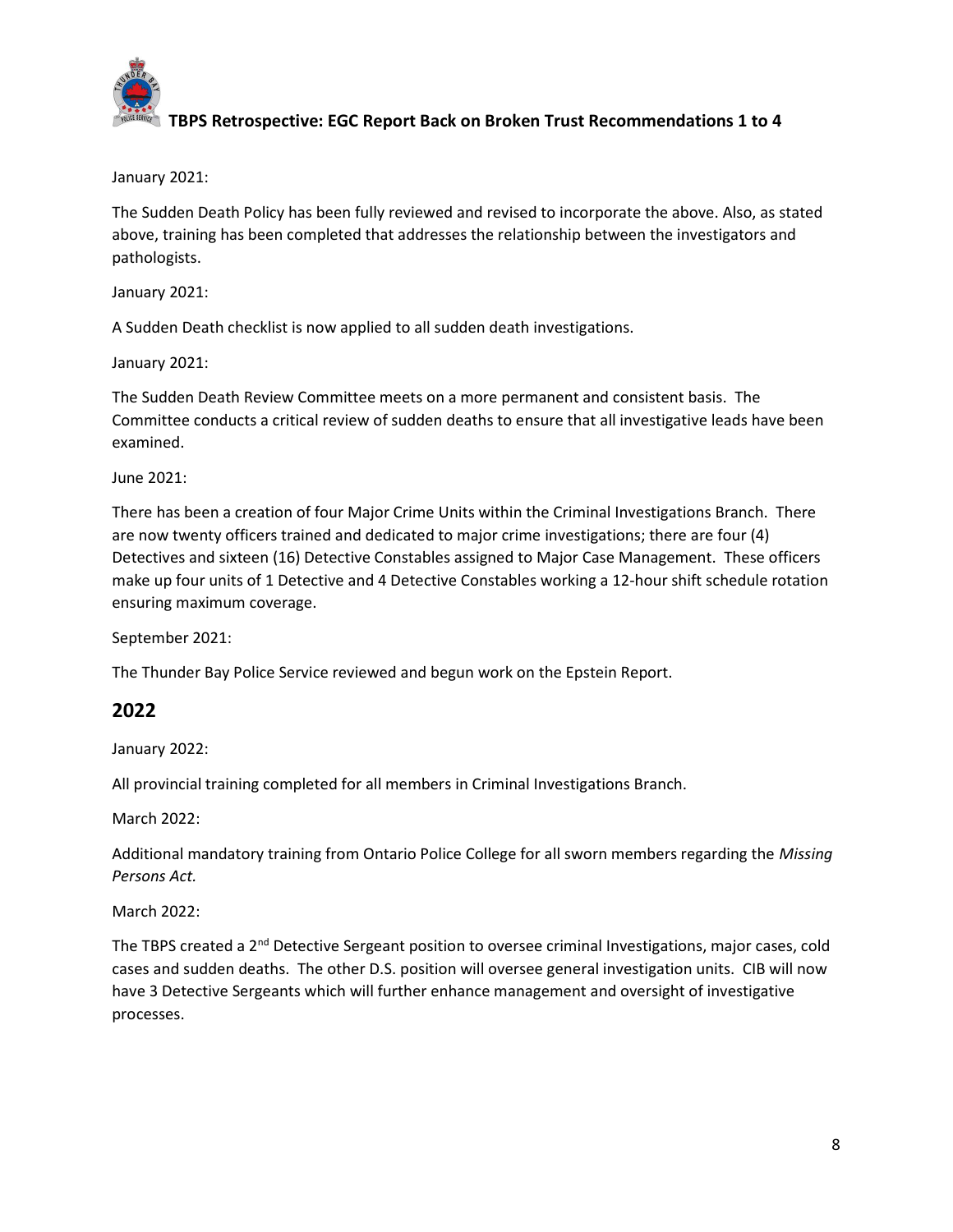January 2021:

The Sudden Death Policy has been fully reviewed and revised to incorporate the above. Also, as stated above, training has been completed that addresses the relationship between the investigators and pathologists.

January 2021:

A Sudden Death checklist is now applied to all sudden death investigations.

January 2021:

The Sudden Death Review Committee meets on a more permanent and consistent basis. The Committee conducts a critical review of sudden deaths to ensure that all investigative leads have been examined.

June 2021:

There has been a creation of four Major Crime Units within the Criminal Investigations Branch. There are now twenty officers trained and dedicated to major crime investigations; there are four (4) Detectives and sixteen (16) Detective Constables assigned to Major Case Management. These officers make up four units of 1 Detective and 4 Detective Constables working a 12-hour shift schedule rotation ensuring maximum coverage.

September 2021:

The Thunder Bay Police Service reviewed and begun work on the Epstein Report.

## 2022

January 2022:

All provincial training completed for all members in Criminal Investigations Branch.

March 2022:

Additional mandatory training from Ontario Police College for all sworn members regarding the *Missing Persons Act.*

March 2022:

The TBPS created a 2nd Detective Sergeant position to oversee criminal Investigations, major cases, cold cases and sudden deaths. The other D.S. position will oversee general investigation units. CIB will now have 3 Detective Sergeants which will further enhance management and oversight of investigative processes.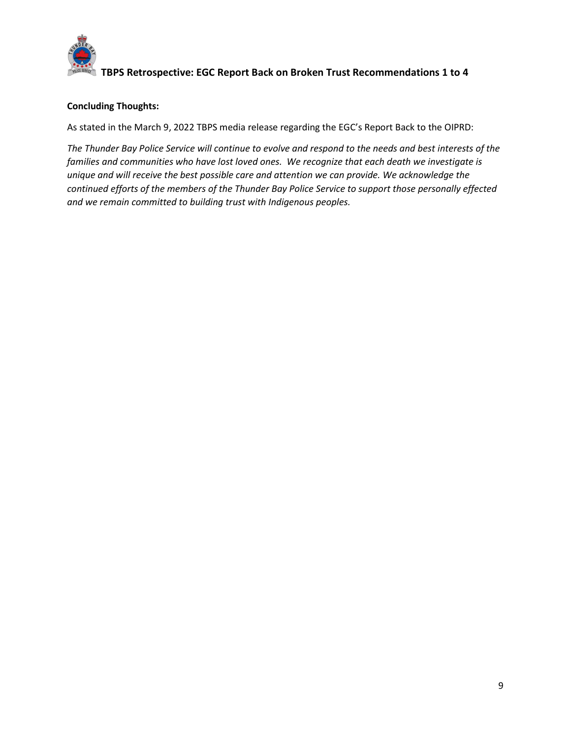**Concluding Thoughts:**

As stated in the March 9, 2022 TBPS media release regarding the EGC's Report Back to the OIPRD:

*The Thunder Bay Police Service will continue to evolve and respond to the needs and best interests of the families and communities who have lost loved ones. We recognize that each death we investigate is unique and will receive the best possible care and attention we can provide. We acknowledge the continued efforts of the members of the Thunder Bay Police Service to support those personally effected and we remain committed to building trust with Indigenous peoples.*